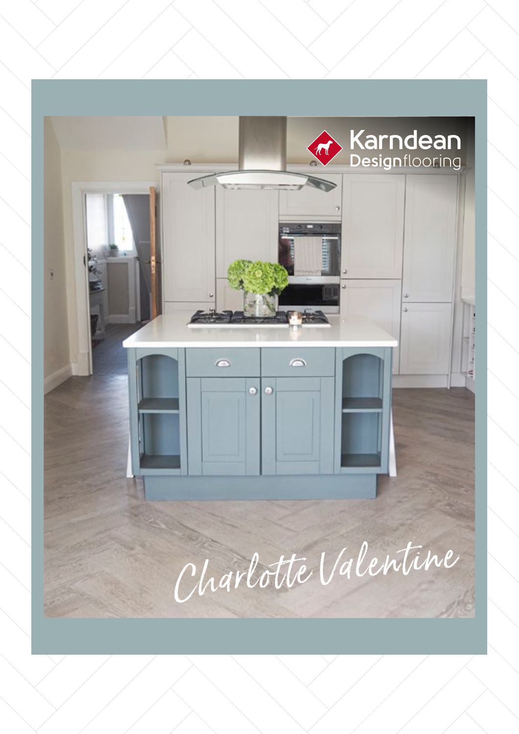Karndean Designflooring

# Charlotte Valentine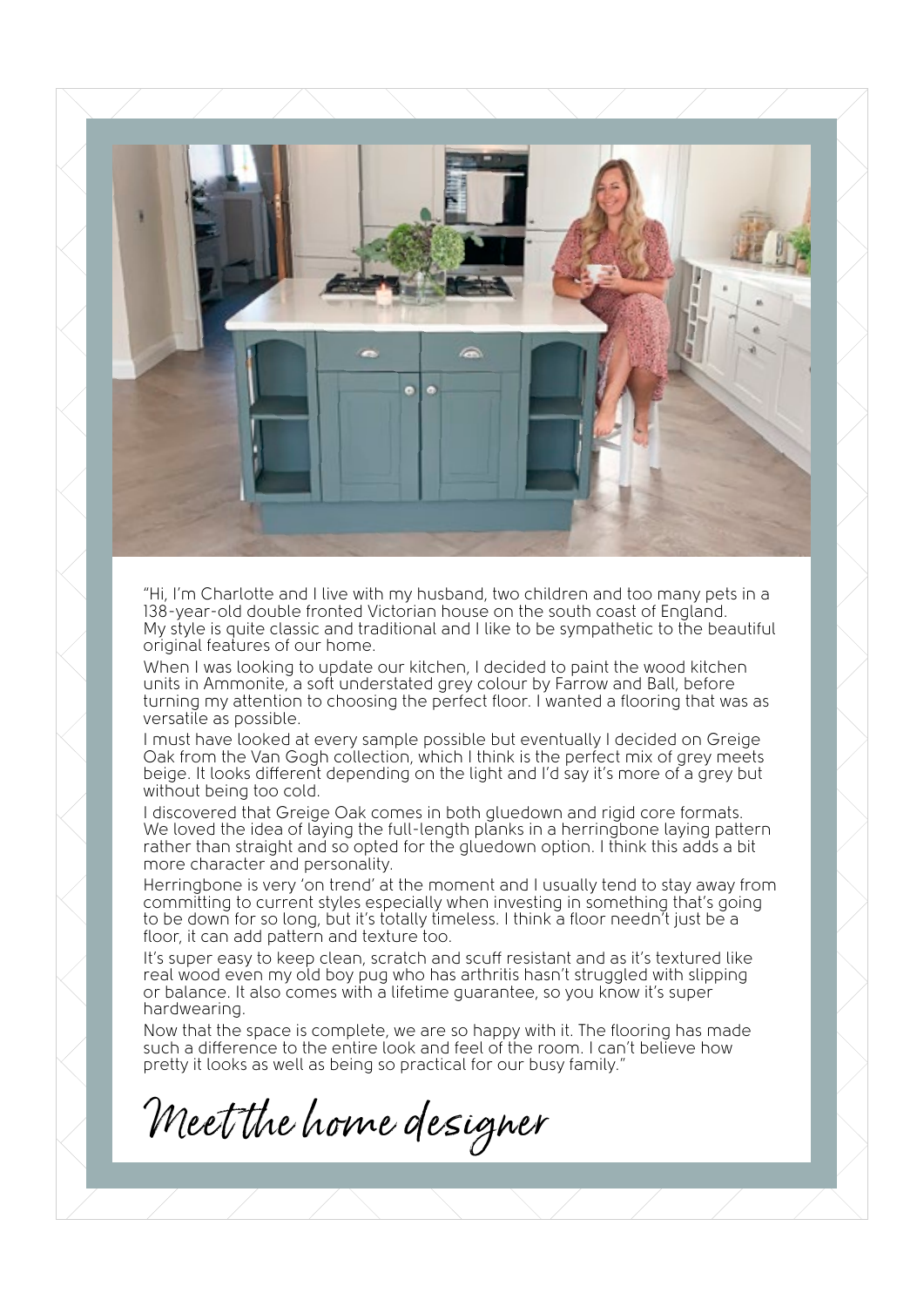"Hi, I'm Charlotte and I live with my husband, two children and too many pets in a 138-year-old double fronted Victorian house on the south coast of England. My style is quite classic and traditional and I like to be sympathetic to the beautiful original features of our home.

When I was looking to update our kitchen, I decided to paint the wood kitchen units in Ammonite, a soft understated grey colour by Farrow and Ball, before turning my attention to choosing the perfect floor. I wanted a flooring that was as versatile as possible.

I must have looked at every sample possible but eventually I decided on Greige Oak from the Van Gogh collection, which I think is the perfect mix of grey meets beige. It looks different depending on the light and I'd say it's more of a grey but without being too cold.

I discovered that Greige Oak comes in both gluedown and rigid core formats. We loved the idea of laying the full-length planks in a herringbone laying pattern rather than straight and so opted for the gluedown option. I think this adds a bit more character and personality.

Herringbone is very 'on trend' at the moment and I usually tend to stay away from committing to current styles especially when investing in something that's going to be down for so long, but it's totally timeless. I think a floor needn't just be a floor, it can add pattern and texture too.

It's super easy to keep clean, scratch and scuff resistant and as it's textured like real wood even my old boy pug who has arthritis hasn't struggled with slipping or balance. It also comes with a lifetime guarantee, so you know it's super hardwearing.

Now that the space is complete, we are so happy with it. The flooring has made such a difference to the entire look and feel of the room. I can't believe how pretty it looks as well as being so practical for our busy family."

# Meet the home designer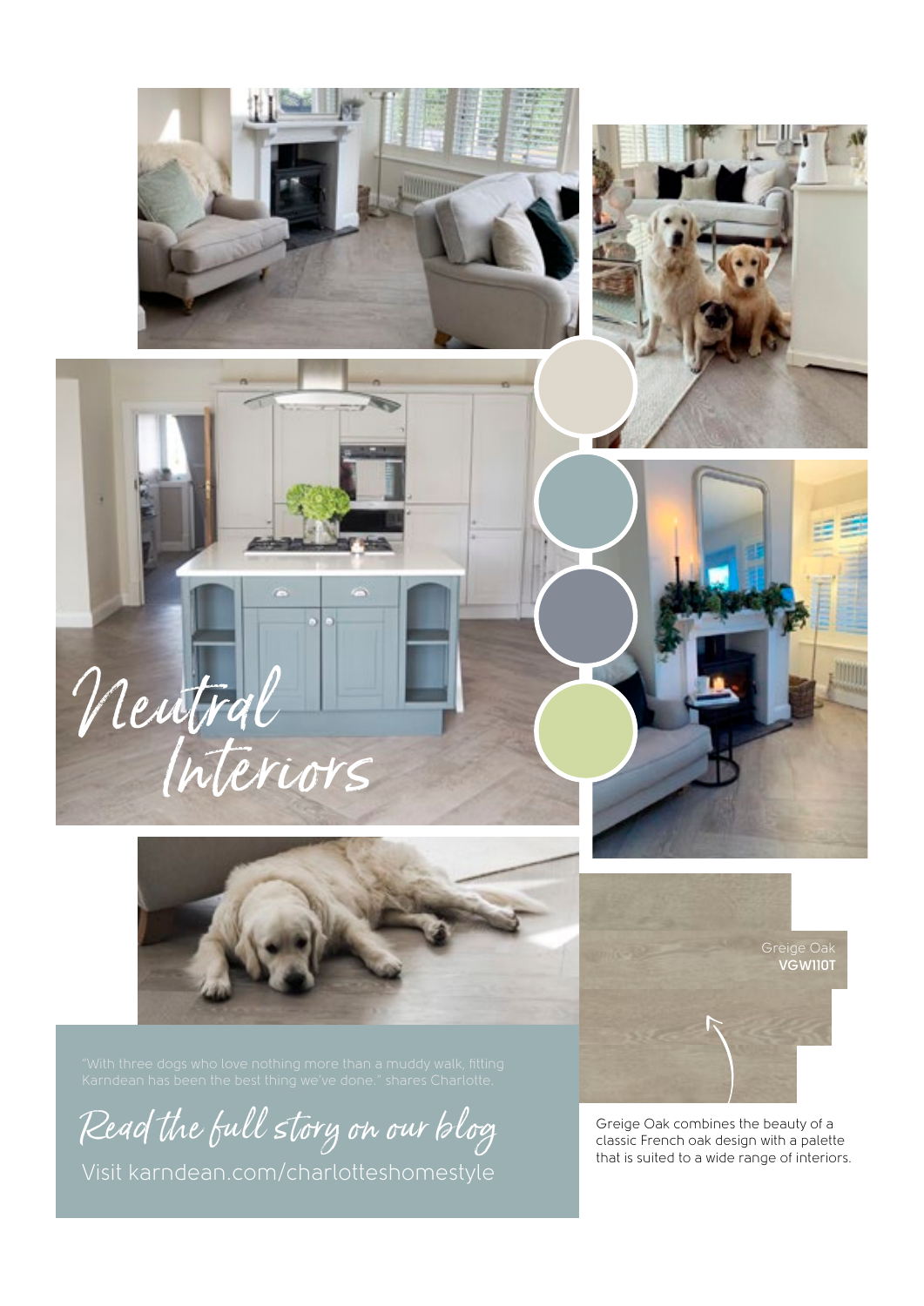# Neutral Interiors

Greige Oak
**VGW110T**

"With three dogs who love nothing more than a muddy walk, fitting Karndean has been the best thing we've done." shares Charlotte.

## Read the full story on our blog

Visit karndean.com/charlotteshomestyle

Greige Oak combines the beauty of a classic French oak design with a palette that is suited to a wide range of interiors.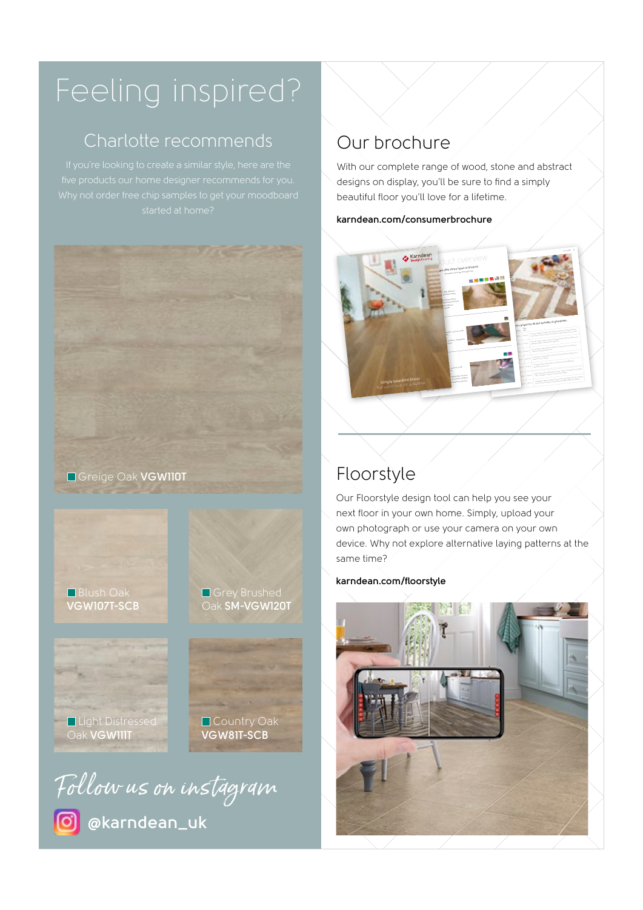# Feeling inspired?

## Charlotte recommends

If you're looking to create a similar style, here are the five products our home designer recommends for you. Why not order free chip samples to get your moodboard started at home?

Greige Oak **VGW110T**

Blush Oak **VGW107T-SCB**

Grey Brushed Oak **SM-VGW120T**

Light Distressed Oak **VGW111T**

Country Oak **VGW81T-SCB**

*Follow us on instagram*

**@karndean_uk**

## Our brochure

With our complete range of wood, stone and abstract designs on display, you'll be sure to find a simply beautiful floor you'll love for a lifetime.

**karndean.com/consumerbrochure**

## Floorstyle

Our Floorstyle design tool can help you see your next floor in your own home. Simply, upload your own photograph or use your camera on your own device. Why not explore alternative laying patterns at the same time?

**karndean.com/floorstyle**